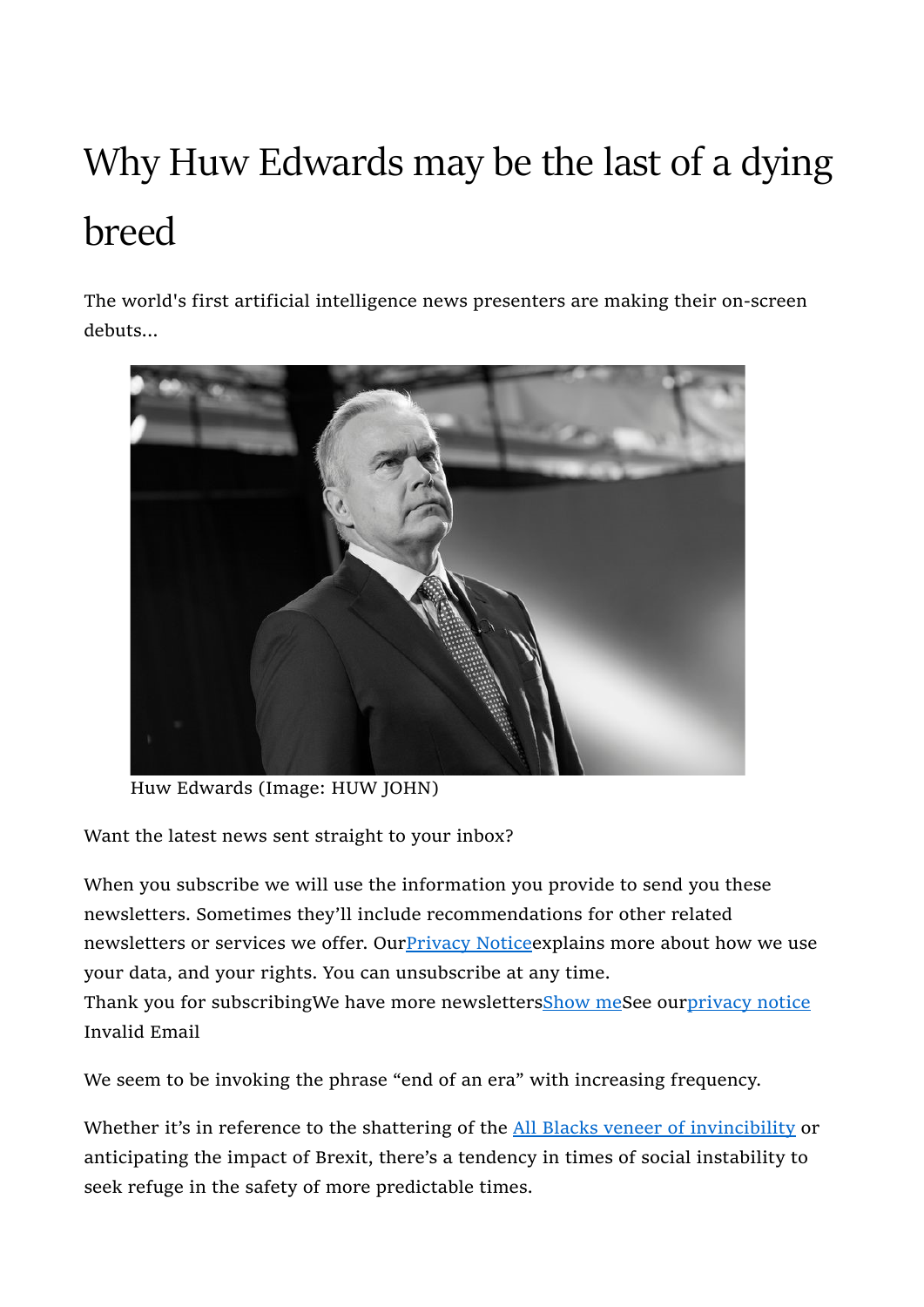# Why Huw Edwards may be the last of a dying breed

The world's first artificial intelligence news presenters are making their on-screen debuts...

Huw Edwards (Image: HUW JOHN)

Want the latest news sent straight to your inbox?

When you subscribe we will use the information you provide to send you these newsletters. Sometimes they'll include recommendations for other related newsletters or services we offer. Our Privacy Notice explains more about how we use your data, and your rights. You can unsubscribe at any time.
Thank you for subscribing We have more newsletters Show me See our privacy notice
Invalid Email

We seem to be invoking the phrase "end of an era" with increasing frequency.

Whether it's in reference to the shattering of the All Blacks veneer of invincibility or anticipating the impact of Brexit, there's a tendency in times of social instability to seek refuge in the safety of more predictable times.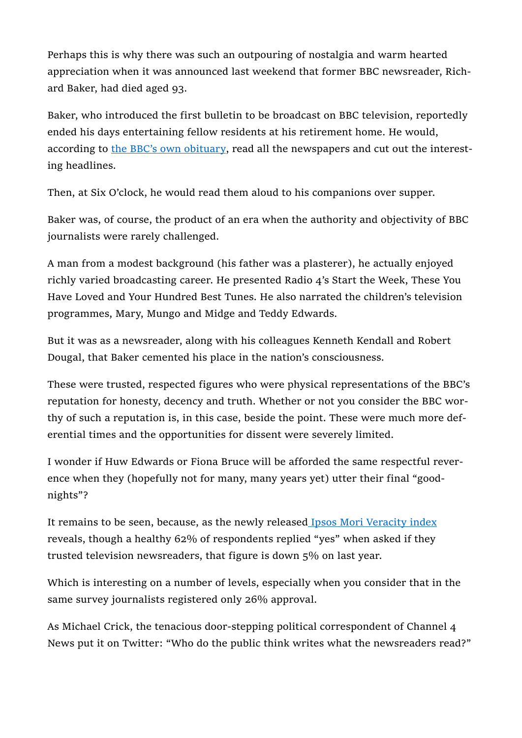Perhaps this is why there was such an outpouring of nostalgia and warm hearted appreciation when it was announced last weekend that former BBC newsreader, Richard Baker, had died aged 93.

Baker, who introduced the first bulletin to be broadcast on BBC television, reportedly ended his days entertaining fellow residents at his retirement home. He would, according to [the BBC's own obituary](), read all the newspapers and cut out the interesting headlines.

Then, at Six O'clock, he would read them aloud to his companions over supper.

Baker was, of course, the product of an era when the authority and objectivity of BBC journalists were rarely challenged.

A man from a modest background (his father was a plasterer), he actually enjoyed richly varied broadcasting career. He presented Radio 4's Start the Week, These You Have Loved and Your Hundred Best Tunes. He also narrated the children's television programmes, Mary, Mungo and Midge and Teddy Edwards.

But it was as a newsreader, along with his colleagues Kenneth Kendall and Robert Dougal, that Baker cemented his place in the nation's consciousness.

These were trusted, respected figures who were physical representations of the BBC's reputation for honesty, decency and truth. Whether or not you consider the BBC worthy of such a reputation is, in this case, beside the point. These were much more deferential times and the opportunities for dissent were severely limited.

I wonder if Huw Edwards or Fiona Bruce will be afforded the same respectful reverence when they (hopefully not for many, many years yet) utter their final "goodnights"?

It remains to be seen, because, as the newly released [Ipsos Mori Veracity index]() reveals, though a healthy 62% of respondents replied "yes" when asked if they trusted television newsreaders, that figure is down 5% on last year.

Which is interesting on a number of levels, especially when you consider that in the same survey journalists registered only 26% approval.

As Michael Crick, the tenacious door-stepping political correspondent of Channel 4 News put it on Twitter: "Who do the public think writes what the newsreaders read?"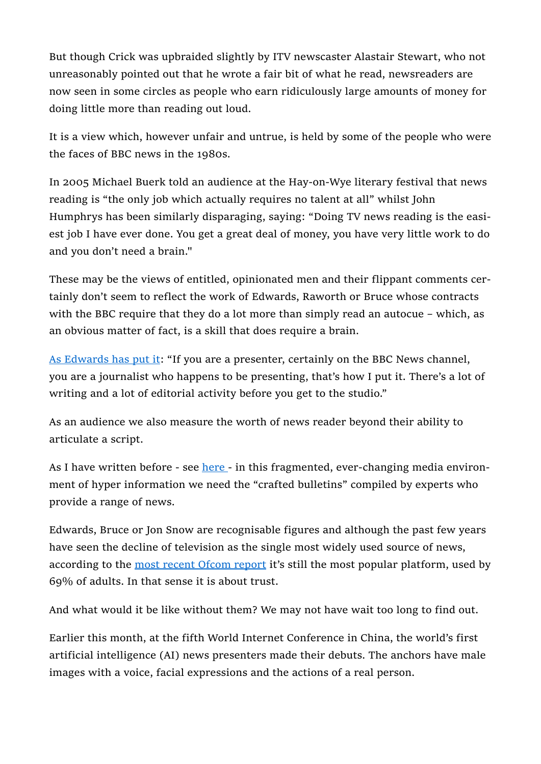But though Crick was upbraided slightly by ITV newscaster Alastair Stewart, who not unreasonably pointed out that he wrote a fair bit of what he read, newsreaders are now seen in some circles as people who earn ridiculously large amounts of money for doing little more than reading out loud.

It is a view which, however unfair and untrue, is held by some of the people who were the faces of BBC news in the 1980s.

In 2005 Michael Buerk told an audience at the Hay-on-Wye literary festival that news reading is "the only job which actually requires no talent at all" whilst John Humphrys has been similarly disparaging, saying: "Doing TV news reading is the easiest job I have ever done. You get a great deal of money, you have very little work to do and you don't need a brain."

These may be the views of entitled, opinionated men and their flippant comments certainly don't seem to reflect the work of Edwards, Raworth or Bruce whose contracts with the BBC require that they do a lot more than simply read an autocue – which, as an obvious matter of fact, is a skill that does require a brain.

As Edwards has put it: "If you are a presenter, certainly on the BBC News channel, you are a journalist who happens to be presenting, that's how I put it. There's a lot of writing and a lot of editorial activity before you get to the studio."

As an audience we also measure the worth of news reader beyond their ability to articulate a script.

As I have written before - see here - in this fragmented, ever-changing media environment of hyper information we need the "crafted bulletins" compiled by experts who provide a range of news.

Edwards, Bruce or Jon Snow are recognisable figures and although the past few years have seen the decline of television as the single most widely used source of news, according to the most recent Ofcom report it's still the most popular platform, used by 69% of adults. In that sense it is about trust.

And what would it be like without them? We may not have wait too long to find out.

Earlier this month, at the fifth World Internet Conference in China, the world's first artificial intelligence (AI) news presenters made their debuts. The anchors have male images with a voice, facial expressions and the actions of a real person.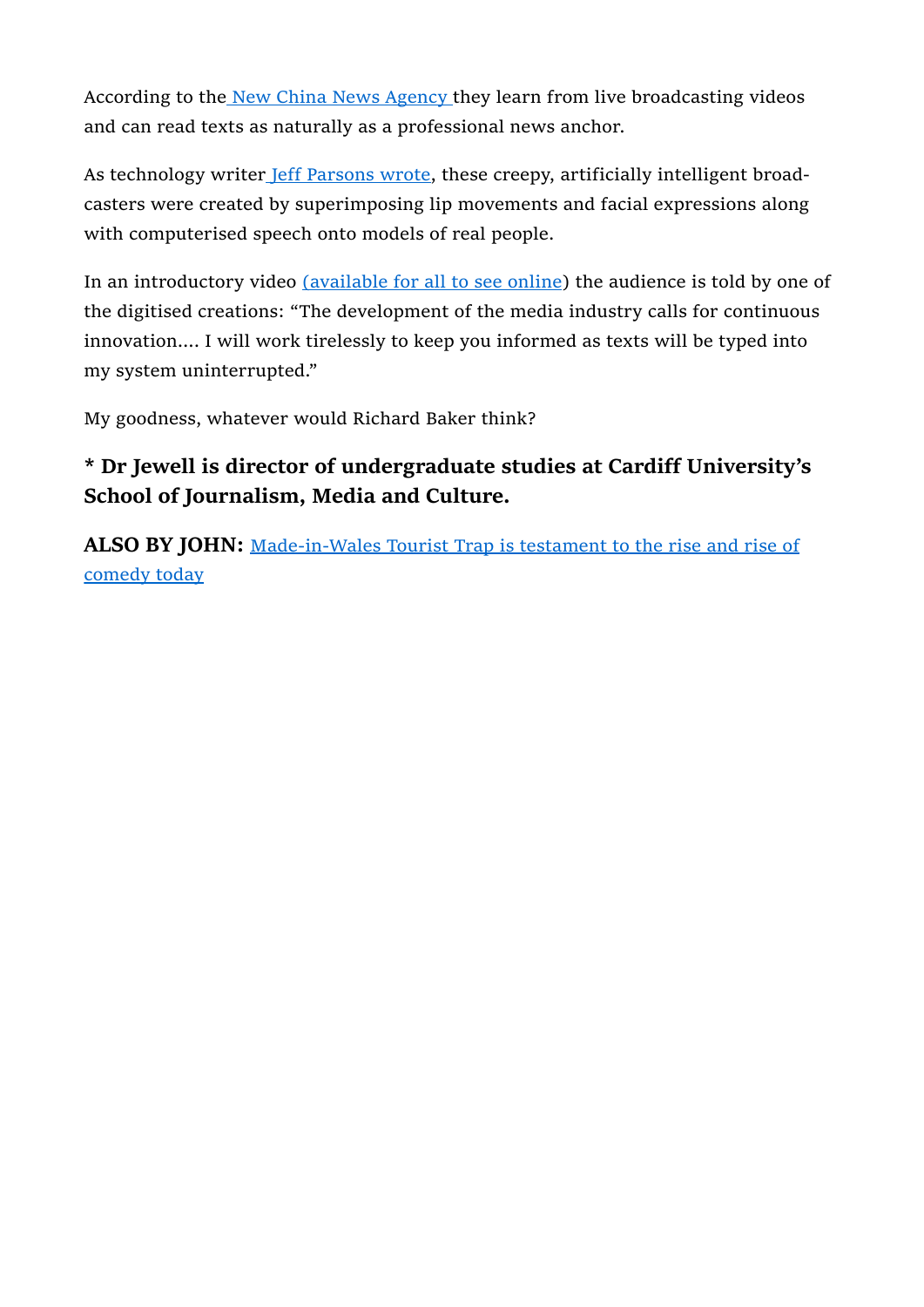According to the New China News Agency they learn from live broadcasting videos and can read texts as naturally as a professional news anchor.

As technology writer Jeff Parsons wrote, these creepy, artificially intelligent broadcasters were created by superimposing lip movements and facial expressions along with computerised speech onto models of real people.

In an introductory video (available for all to see online) the audience is told by one of the digitised creations: "The development of the media industry calls for continuous innovation.... I will work tirelessly to keep you informed as texts will be typed into my system uninterrupted."

My goodness, whatever would Richard Baker think?

**\* Dr Jewell is director of undergraduate studies at Cardiff University's School of Journalism, Media and Culture.**

**ALSO BY JOHN:** Made-in-Wales Tourist Trap is testament to the rise and rise of comedy today